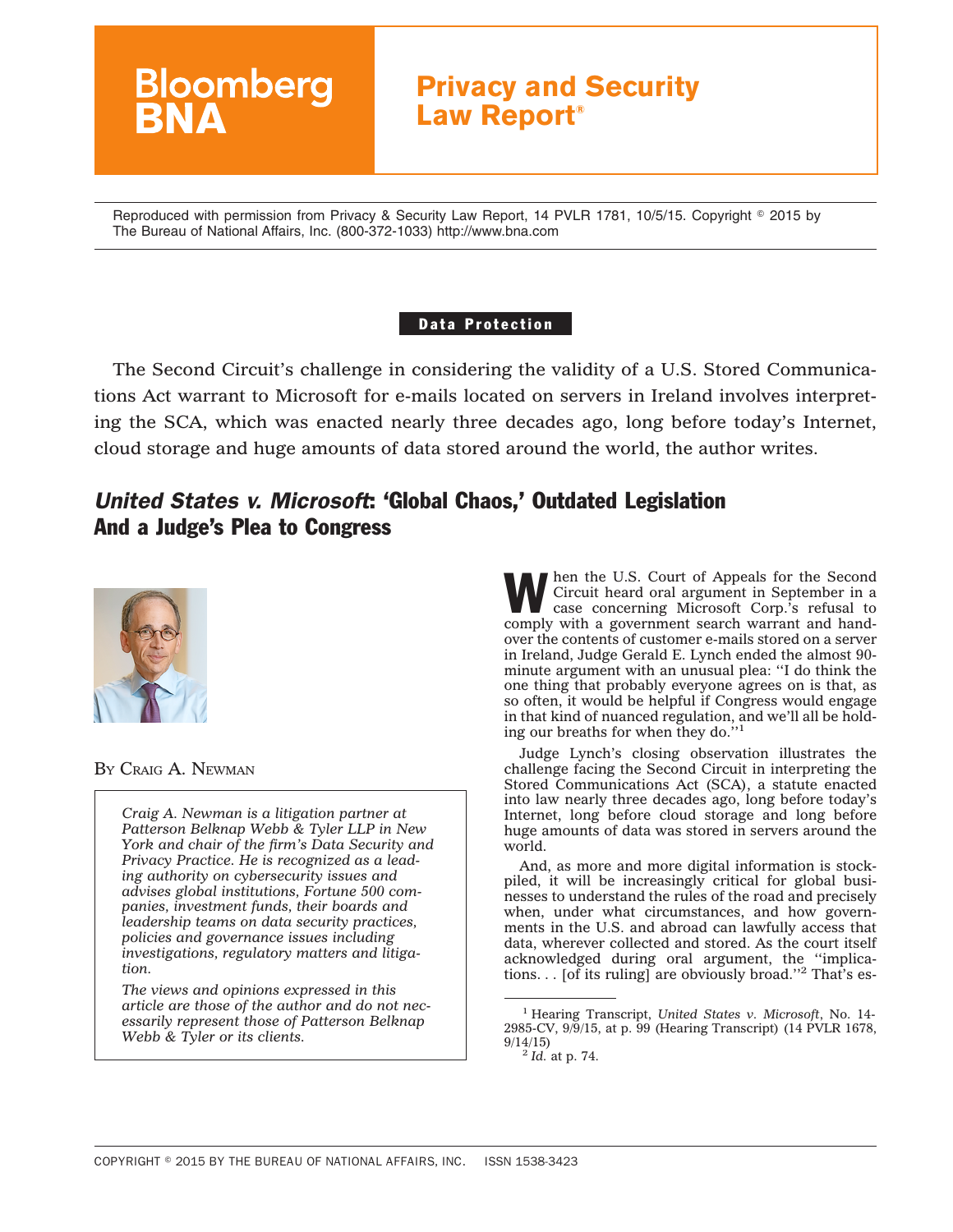Bloomberg BNA

# Privacy and Security Law Report®

Reproduced with permission from Privacy & Security Law Report, 14 PVLR 1781, 10/5/15. Copyright © 2015 by The Bureau of National Affairs, Inc. (800-372-1033) http://www.bna.com

**Data Protection**

The Second Circuit's challenge in considering the validity of a U.S. Stored Communications Act warrant to Microsoft for e-mails located on servers in Ireland involves interpreting the SCA, which was enacted nearly three decades ago, long before today's Internet, cloud storage and huge amounts of data stored around the world, the author writes.

## *United States v. Microsoft*: 'Global Chaos,' Outdated Legislation And a Judge's Plea to Congress

BY CRAIG A. NEWMAN

*Craig A. Newman is a litigation partner at Patterson Belknap Webb & Tyler LLP in New York and chair of the firm's Data Security and Privacy Practice. He is recognized as a leading authority on cybersecurity issues and advises global institutions, Fortune 500 companies, investment funds, their boards and leadership teams on data security practices, policies and governance issues including investigations, regulatory matters and litigation.*

*The views and opinions expressed in this article are those of the author and do not necessarily represent those of Patterson Belknap Webb & Tyler or its clients.*

When the U.S. Court of Appeals for the Second Circuit heard oral argument in September in a case concerning Microsoft Corp.'s refusal to comply with a government search warrant and handover the contents of customer e-mails stored on a server in Ireland, Judge Gerald E. Lynch ended the almost 90-minute argument with an unusual plea: ''I do think the one thing that probably everyone agrees on is that, as so often, it would be helpful if Congress would engage in that kind of nuanced regulation, and we'll all be holding our breaths for when they do.''[1]

Judge Lynch's closing observation illustrates the challenge facing the Second Circuit in interpreting the Stored Communications Act (SCA), a statute enacted into law nearly three decades ago, long before today's Internet, long before cloud storage and long before huge amounts of data was stored in servers around the world.

And, as more and more digital information is stockpiled, it will be increasingly critical for global businesses to understand the rules of the road and precisely when, under what circumstances, and how governments in the U.S. and abroad can lawfully access that data, wherever collected and stored. As the court itself acknowledged during oral argument, the ''implications. . . [of its ruling] are obviously broad.''[2] That's es-

[1] Hearing Transcript, *United States v. Microsoft*, No. 14-2985-CV, 9/9/15, at p. 99 (Hearing Transcript) (14 PVLR 1678, 9/14/15)

[2] *Id.* at p. 74.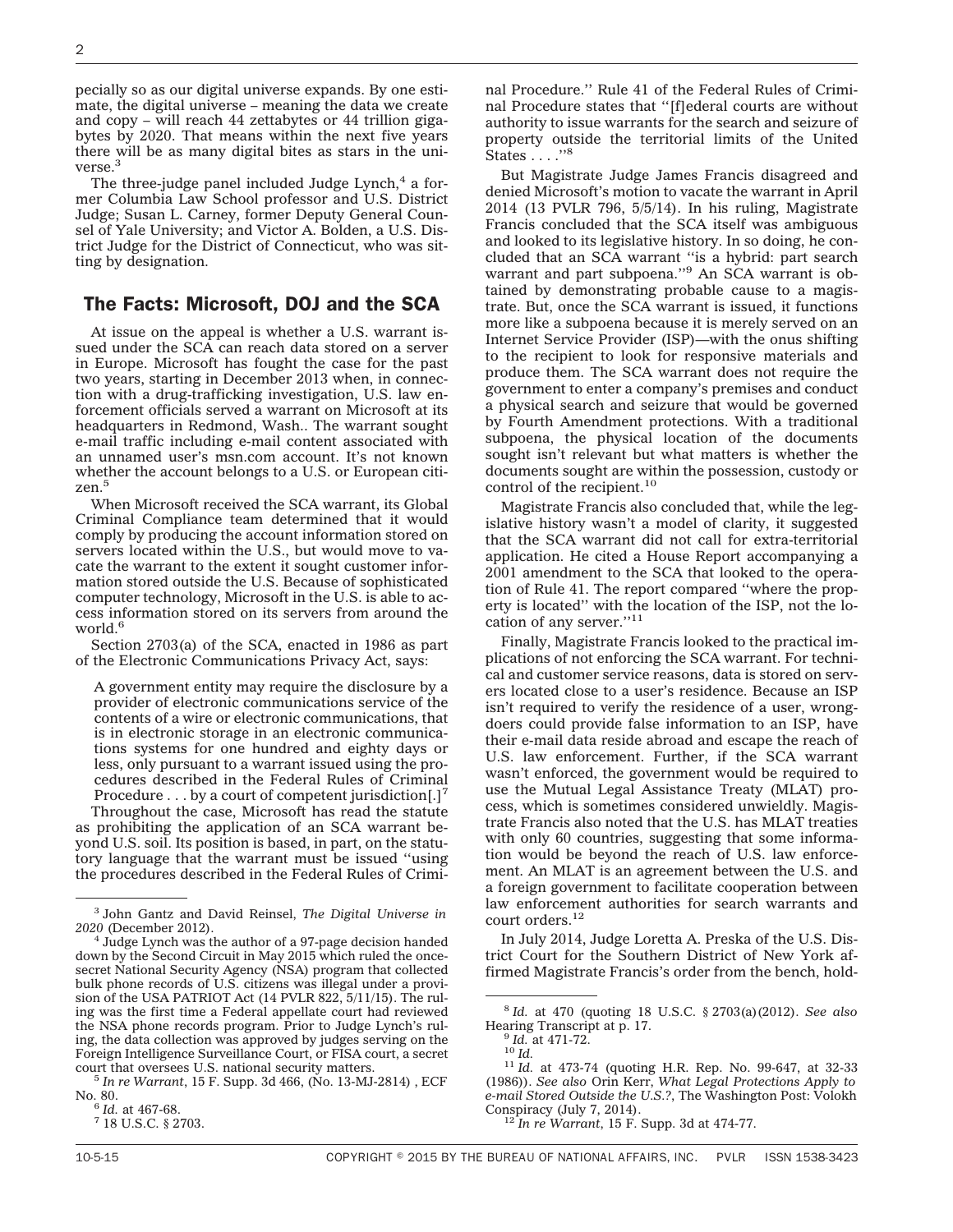pecially so as our digital universe expands. By one estimate, the digital universe – meaning the data we create and copy – will reach 44 zettabytes or 44 trillion gigabytes by 2020. That means within the next five years there will be as many digital bites as stars in the universe.[3]

The three-judge panel included Judge Lynch,[4] a former Columbia Law School professor and U.S. District Judge; Susan L. Carney, former Deputy General Counsel of Yale University; and Victor A. Bolden, a U.S. District Judge for the District of Connecticut, who was sitting by designation.

## The Facts: Microsoft, DOJ and the SCA

At issue on the appeal is whether a U.S. warrant issued under the SCA can reach data stored on a server in Europe. Microsoft has fought the case for the past two years, starting in December 2013 when, in connection with a drug-trafficking investigation, U.S. law enforcement officials served a warrant on Microsoft at its headquarters in Redmond, Wash.. The warrant sought e-mail traffic including e-mail content associated with an unnamed user's msn.com account. It's not known whether the account belongs to a U.S. or European citizen.[5]

When Microsoft received the SCA warrant, its Global Criminal Compliance team determined that it would comply by producing the account information stored on servers located within the U.S., but would move to vacate the warrant to the extent it sought customer information stored outside the U.S. Because of sophisticated computer technology, Microsoft in the U.S. is able to access information stored on its servers from around the world.[6]

Section 2703(a) of the SCA, enacted in 1986 as part of the Electronic Communications Privacy Act, says:

> A government entity may require the disclosure by a provider of electronic communications service of the contents of a wire or electronic communications, that is in electronic storage in an electronic communications systems for one hundred and eighty days or less, only pursuant to a warrant issued using the procedures described in the Federal Rules of Criminal Procedure . . . by a court of competent jurisdiction[.][7]

Throughout the case, Microsoft has read the statute as prohibiting the application of an SCA warrant beyond U.S. soil. Its position is based, in part, on the statutory language that the warrant must be issued ''using the procedures described in the Federal Rules of Criminal Procedure.'' Rule 41 of the Federal Rules of Criminal Procedure states that ''[f]ederal courts are without authority to issue warrants for the search and seizure of property outside the territorial limits of the United States . . . .''[8]

But Magistrate Judge James Francis disagreed and denied Microsoft's motion to vacate the warrant in April 2014 (13 PVLR 796, 5/5/14). In his ruling, Magistrate Francis concluded that the SCA itself was ambiguous and looked to its legislative history. In so doing, he concluded that an SCA warrant ''is a hybrid: part search warrant and part subpoena.''[9] An SCA warrant is obtained by demonstrating probable cause to a magistrate. But, once the SCA warrant is issued, it functions more like a subpoena because it is merely served on an Internet Service Provider (ISP)—with the onus shifting to the recipient to look for responsive materials and produce them. The SCA warrant does not require the government to enter a company's premises and conduct a physical search and seizure that would be governed by Fourth Amendment protections. With a traditional subpoena, the physical location of the documents sought isn't relevant but what matters is whether the documents sought are within the possession, custody or control of the recipient.[10]

Magistrate Francis also concluded that, while the legislative history wasn't a model of clarity, it suggested that the SCA warrant did not call for extra-territorial application. He cited a House Report accompanying a 2001 amendment to the SCA that looked to the operation of Rule 41. The report compared ''where the property is located'' with the location of the ISP, not the location of any server.''[11]

Finally, Magistrate Francis looked to the practical implications of not enforcing the SCA warrant. For technical and customer service reasons, data is stored on servers located close to a user's residence. Because an ISP isn't required to verify the residence of a user, wrongdoers could provide false information to an ISP, have their e-mail data reside abroad and escape the reach of U.S. law enforcement. Further, if the SCA warrant wasn't enforced, the government would be required to use the Mutual Legal Assistance Treaty (MLAT) process, which is sometimes considered unwieldly. Magistrate Francis also noted that the U.S. has MLAT treaties with only 60 countries, suggesting that some information would be beyond the reach of U.S. law enforcement. An MLAT is an agreement between the U.S. and a foreign government to facilitate cooperation between law enforcement authorities for search warrants and court orders.[12]

In July 2014, Judge Loretta A. Preska of the U.S. District Court for the Southern District of New York affirmed Magistrate Francis's order from the bench, hold-

---

[3] John Gantz and David Reinsel, *The Digital Universe in 2020* (December 2012).

[4] Judge Lynch was the author of a 97-page decision handed down by the Second Circuit in May 2015 which ruled the once-secret National Security Agency (NSA) program that collected bulk phone records of U.S. citizens was illegal under a provision of the USA PATRIOT Act (14 PVLR 822, 5/11/15). The ruling was the first time a Federal appellate court had reviewed the NSA phone records program. Prior to Judge Lynch's ruling, the data collection was approved by judges serving on the Foreign Intelligence Surveillance Court, or FISA court, a secret court that oversees U.S. national security matters.

[5] *In re Warrant*, 15 F. Supp. 3d 466, (No. 13-MJ-2814) , ECF No. 80.

[6] *Id.* at 467-68.

[7] 18 U.S.C. § 2703.

[8] *Id.* at 470 (quoting 18 U.S.C. § 2703(a)(2012). *See also* Hearing Transcript at p. 17.

[9] *Id.* at 471-72.

[10] *Id.*

[11] *Id.* at 473-74 (quoting H.R. Rep. No. 99-647, at 32-33 (1986)). *See also* Orin Kerr, *What Legal Protections Apply to e-mail Stored Outside the U.S.?*, The Washington Post: Volokh Conspiracy (July 7, 2014).

[12] *In re Warrant*, 15 F. Supp. 3d at 474-77.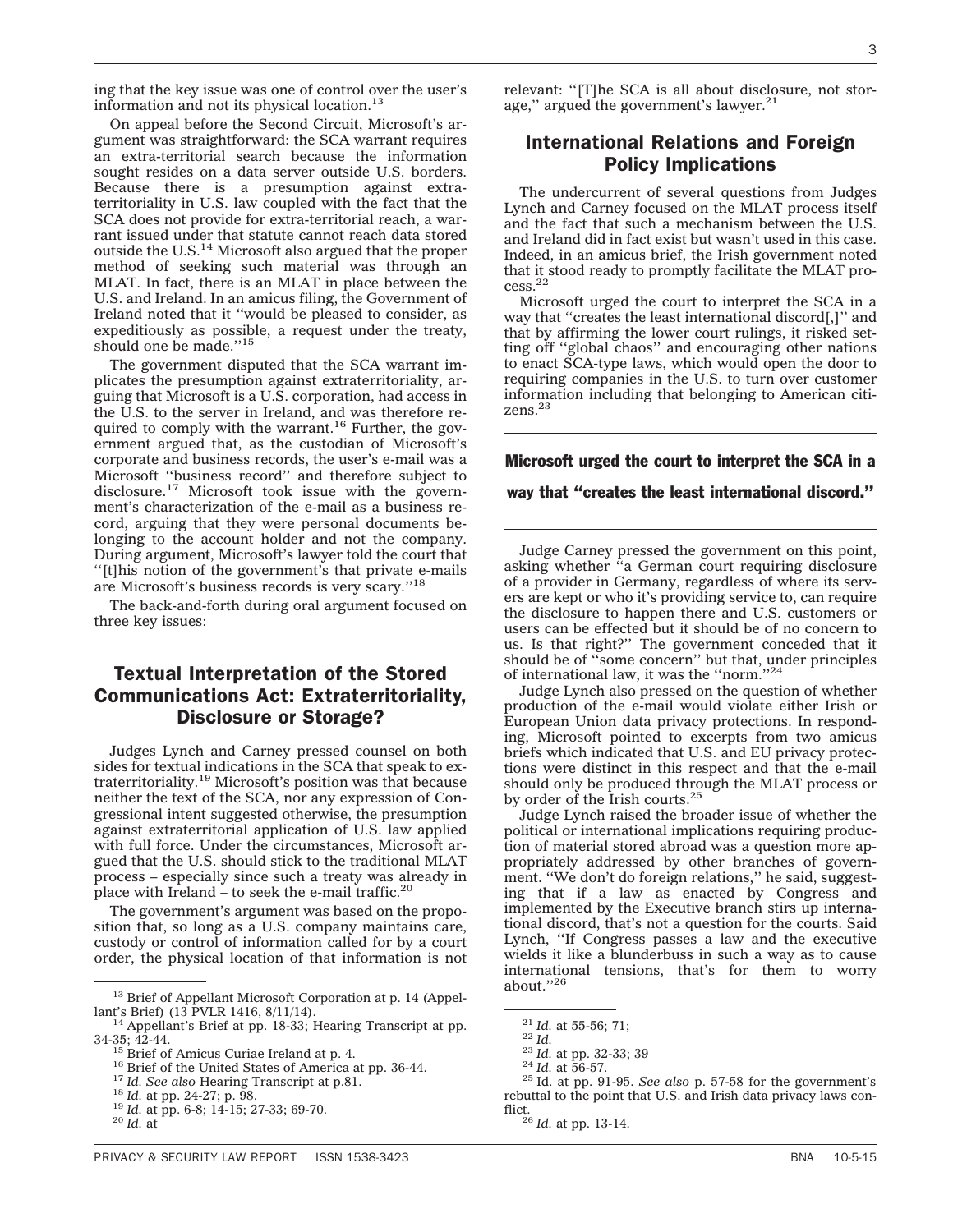ing that the key issue was one of control over the user's information and not its physical location.[13]

On appeal before the Second Circuit, Microsoft's argument was straightforward: the SCA warrant requires an extra-territorial search because the information sought resides on a data server outside U.S. borders. Because there is a presumption against extraterritoriality in U.S. law coupled with the fact that the SCA does not provide for extra-territorial reach, a warrant issued under that statute cannot reach data stored outside the U.S.[14] Microsoft also argued that the proper method of seeking such material was through an MLAT. In fact, there is an MLAT in place between the U.S. and Ireland. In an amicus filing, the Government of Ireland noted that it ''would be pleased to consider, as expeditiously as possible, a request under the treaty, should one be made.''[15]

The government disputed that the SCA warrant implicates the presumption against extraterritoriality, arguing that Microsoft is a U.S. corporation, had access in the U.S. to the server in Ireland, and was therefore required to comply with the warrant.[16] Further, the government argued that, as the custodian of Microsoft's corporate and business records, the user's e-mail was a Microsoft ''business record'' and therefore subject to disclosure.[17] Microsoft took issue with the government's characterization of the e-mail as a business record, arguing that they were personal documents belonging to the account holder and not the company. During argument, Microsoft's lawyer told the court that ''[t]his notion of the government's that private e-mails are Microsoft's business records is very scary.''[18]

The back-and-forth during oral argument focused on three key issues:

## Textual Interpretation of the Stored Communications Act: Extraterritoriality, Disclosure or Storage?

Judges Lynch and Carney pressed counsel on both sides for textual indications in the SCA that speak to extraterritoriality.[19] Microsoft's position was that because neither the text of the SCA, nor any expression of Congressional intent suggested otherwise, the presumption against extraterritorial application of U.S. law applied with full force. Under the circumstances, Microsoft argued that the U.S. should stick to the traditional MLAT process – especially since such a treaty was already in place with Ireland – to seek the e-mail traffic.[20]

The government's argument was based on the proposition that, so long as a U.S. company maintains care, custody or control of information called for by a court order, the physical location of that information is not relevant: ''[T]he SCA is all about disclosure, not storage,'' argued the government's lawyer.[21]

## International Relations and Foreign Policy Implications

The undercurrent of several questions from Judges Lynch and Carney focused on the MLAT process itself and the fact that such a mechanism between the U.S. and Ireland did in fact exist but wasn't used in this case. Indeed, in an amicus brief, the Irish government noted that it stood ready to promptly facilitate the MLAT process.[22]

Microsoft urged the court to interpret the SCA in a way that ''creates the least international discord[,]'' and that by affirming the lower court rulings, it risked setting off ''global chaos'' and encouraging other nations to enact SCA-type laws, which would open the door to requiring companies in the U.S. to turn over customer information including that belonging to American citizens.[23]

**Microsoft urged the court to interpret the SCA in a way that ''creates the least international discord.''**

Judge Carney pressed the government on this point, asking whether ''a German court requiring disclosure of a provider in Germany, regardless of where its servers are kept or who it's providing service to, can require the disclosure to happen there and U.S. customers or users can be effected but it should be of no concern to us. Is that right?'' The government conceded that it should be of ''some concern'' but that, under principles of international law, it was the ''norm.''[24]

Judge Lynch also pressed on the question of whether production of the e-mail would violate either Irish or European Union data privacy protections. In responding, Microsoft pointed to excerpts from two amicus briefs which indicated that U.S. and EU privacy protections were distinct in this respect and that the e-mail should only be produced through the MLAT process or by order of the Irish courts.[25]

Judge Lynch raised the broader issue of whether the political or international implications requiring production of material stored abroad was a question more appropriately addressed by other branches of government. ''We don't do foreign relations,'' he said, suggesting that if a law as enacted by Congress and implemented by the Executive branch stirs up international discord, that's not a question for the courts. Said Lynch, ''If Congress passes a law and the executive wields it like a blunderbuss in such a way as to cause international tensions, that's for them to worry about.''[26]

---

[13] Brief of Appellant Microsoft Corporation at p. 14 (Appellant's Brief) (13 PVLR 1416, 8/11/14).

[14] Appellant's Brief at pp. 18-33; Hearing Transcript at pp. 34-35; 42-44.

[15] Brief of Amicus Curiae Ireland at p. 4.

[16] Brief of the United States of America at pp. 36-44.

[17] *Id. See also* Hearing Transcript at p.81.

[18] *Id.* at pp. 24-27; p. 98.

[19] *Id.* at pp. 6-8; 14-15; 27-33; 69-70.

[20] *Id.* at

[21] *Id.* at 55-56; 71;

[22] *Id.*

[23] *Id.* at pp. 32-33; 39

[24] *Id.* at 56-57.

[25] Id. at pp. 91-95. *See also* p. 57-58 for the government's rebuttal to the point that U.S. and Irish data privacy laws conflict.

[26] *Id.* at pp. 13-14.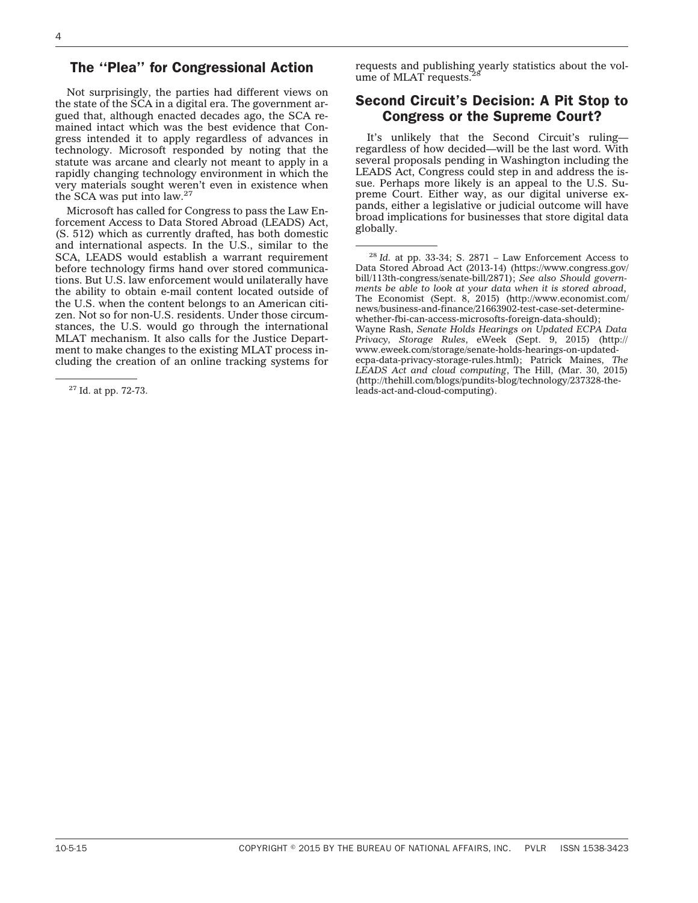## The "Plea" for Congressional Action

Not surprisingly, the parties had different views on the state of the SCA in a digital era. The government argued that, although enacted decades ago, the SCA remained intact which was the best evidence that Congress intended it to apply regardless of advances in technology. Microsoft responded by noting that the statute was arcane and clearly not meant to apply in a rapidly changing technology environment in which the very materials sought weren't even in existence when the SCA was put into law.[27]

Microsoft has called for Congress to pass the Law Enforcement Access to Data Stored Abroad (LEADS) Act, (S. 512) which as currently drafted, has both domestic and international aspects. In the U.S., similar to the SCA, LEADS would establish a warrant requirement before technology firms hand over stored communications. But U.S. law enforcement would unilaterally have the ability to obtain e-mail content located outside of the U.S. when the content belongs to an American citizen. Not so for non-U.S. residents. Under those circumstances, the U.S. would go through the international MLAT mechanism. It also calls for the Justice Department to make changes to the existing MLAT process including the creation of an online tracking systems for requests and publishing yearly statistics about the volume of MLAT requests.[28]

## Second Circuit's Decision: A Pit Stop to Congress or the Supreme Court?

It's unlikely that the Second Circuit's ruling—regardless of how decided—will be the last word. With several proposals pending in Washington including the LEADS Act, Congress could step in and address the issue. Perhaps more likely is an appeal to the U.S. Supreme Court. Either way, as our digital universe expands, either a legislative or judicial outcome will have broad implications for businesses that store digital data globally.

---

[27] Id. at pp. 72-73.

[28] *Id.* at pp. 33-34; S. 2871 – Law Enforcement Access to Data Stored Abroad Act (2013-14) (https://www.congress.gov/bill/113th-congress/senate-bill/2871); *See also Should governments be able to look at your data when it is stored abroad*, The Economist (Sept. 8, 2015) (http://www.economist.com/news/business-and-finance/21663902-test-case-set-determine-whether-fbi-can-access-microsofts-foreign-data-should); Wayne Rash, *Senate Holds Hearings on Updated ECPA Data Privacy, Storage Rules*, eWeek (Sept. 9, 2015) (http://www.eweek.com/storage/senate-holds-hearings-on-updated-ecpa-data-privacy-storage-rules.html); Patrick Maines, *The LEADS Act and cloud computing*, The Hill, (Mar. 30, 2015) (http://thehill.com/blogs/pundits-blog/technology/237328-the-leads-act-and-cloud-computing).